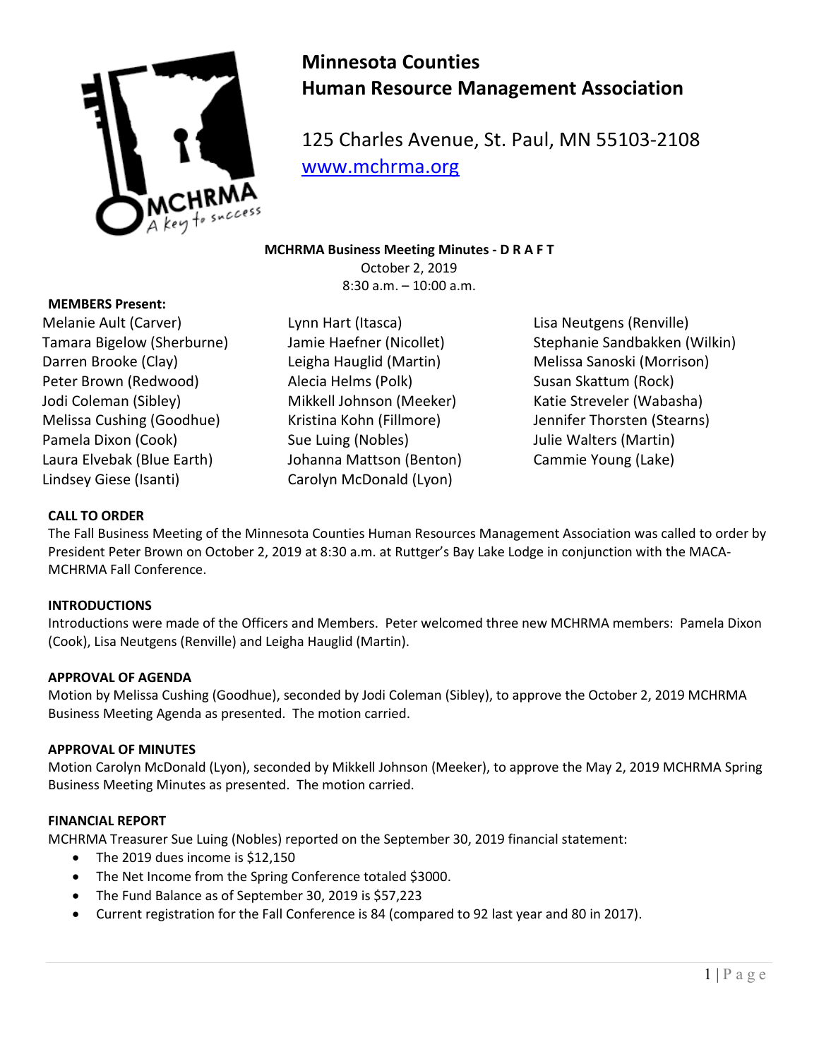# Minnesota Counties Human Resource Management Association

125 Charles Avenue, St. Paul, MN 55103-2108
www.mchrma.org

**MCHRMA Business Meeting Minutes - D R A F T**
October 2, 2019
8:30 a.m. – 10:00 a.m.

**MEMBERS Present:**

Melanie Ault (Carver)
Tamara Bigelow (Sherburne)
Darren Brooke (Clay)
Peter Brown (Redwood)
Jodi Coleman (Sibley)
Melissa Cushing (Goodhue)
Pamela Dixon (Cook)
Laura Elvebak (Blue Earth)
Lindsey Giese (Isanti)
Lynn Hart (Itasca)
Jamie Haefner (Nicollet)
Leigha Hauglid (Martin)
Alecia Helms (Polk)
Mikkell Johnson (Meeker)
Kristina Kohn (Fillmore)
Sue Luing (Nobles)
Johanna Mattson (Benton)
Carolyn McDonald (Lyon)
Lisa Neutgens (Renville)
Stephanie Sandbakken (Wilkin)
Melissa Sanoski (Morrison)
Susan Skattum (Rock)
Katie Streveler (Wabasha)
Jennifer Thorsten (Stearns)
Julie Walters (Martin)
Cammie Young (Lake)

**CALL TO ORDER**

The Fall Business Meeting of the Minnesota Counties Human Resources Management Association was called to order by President Peter Brown on October 2, 2019 at 8:30 a.m. at Ruttger's Bay Lake Lodge in conjunction with the MACA-MCHRMA Fall Conference.

**INTRODUCTIONS**

Introductions were made of the Officers and Members. Peter welcomed three new MCHRMA members: Pamela Dixon (Cook), Lisa Neutgens (Renville) and Leigha Hauglid (Martin).

**APPROVAL OF AGENDA**

Motion by Melissa Cushing (Goodhue), seconded by Jodi Coleman (Sibley), to approve the October 2, 2019 MCHRMA Business Meeting Agenda as presented. The motion carried.

**APPROVAL OF MINUTES**

Motion Carolyn McDonald (Lyon), seconded by Mikkell Johnson (Meeker), to approve the May 2, 2019 MCHRMA Spring Business Meeting Minutes as presented. The motion carried.

**FINANCIAL REPORT**

MCHRMA Treasurer Sue Luing (Nobles) reported on the September 30, 2019 financial statement:

- The 2019 dues income is $12,150
- The Net Income from the Spring Conference totaled $3000.
- The Fund Balance as of September 30, 2019 is $57,223
- Current registration for the Fall Conference is 84 (compared to 92 last year and 80 in 2017).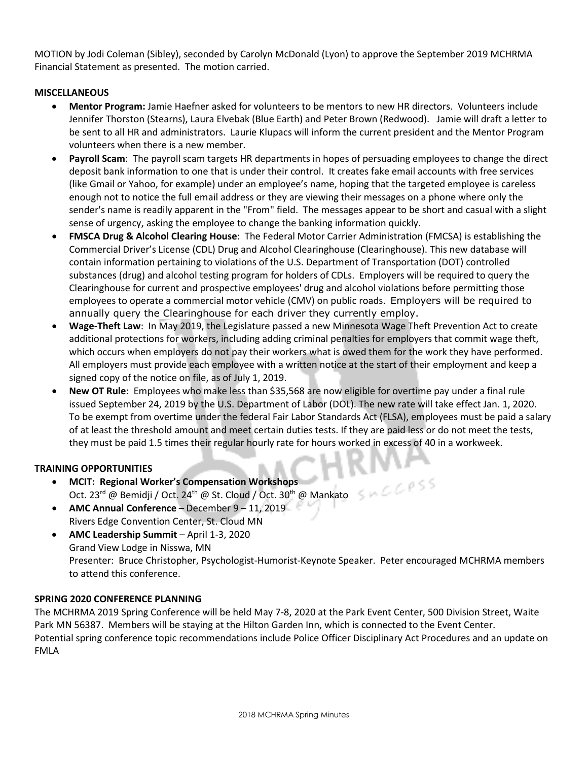MOTION by Jodi Coleman (Sibley), seconded by Carolyn McDonald (Lyon) to approve the September 2019 MCHRMA Financial Statement as presented. The motion carried.

**MISCELLANEOUS**

- **Mentor Program:** Jamie Haefner asked for volunteers to be mentors to new HR directors. Volunteers include Jennifer Thorston (Stearns), Laura Elvebak (Blue Earth) and Peter Brown (Redwood). Jamie will draft a letter to be sent to all HR and administrators. Laurie Klupacs will inform the current president and the Mentor Program volunteers when there is a new member.
- **Payroll Scam**: The payroll scam targets HR departments in hopes of persuading employees to change the direct deposit bank information to one that is under their control. It creates fake email accounts with free services (like Gmail or Yahoo, for example) under an employee's name, hoping that the targeted employee is careless enough not to notice the full email address or they are viewing their messages on a phone where only the sender's name is readily apparent in the "From" field. The messages appear to be short and casual with a slight sense of urgency, asking the employee to change the banking information quickly.
- **FMSCA Drug & Alcohol Clearing House**: The Federal Motor Carrier Administration (FMCSA) is establishing the Commercial Driver's License (CDL) Drug and Alcohol Clearinghouse (Clearinghouse). This new database will contain information pertaining to violations of the U.S. Department of Transportation (DOT) controlled substances (drug) and alcohol testing program for holders of CDLs. Employers will be required to query the Clearinghouse for current and prospective employees' drug and alcohol violations before permitting those employees to operate a commercial motor vehicle (CMV) on public roads. Employers will be required to annually query the Clearinghouse for each driver they currently employ.
- **Wage-Theft Law**: In May 2019, the Legislature passed a new Minnesota Wage Theft Prevention Act to create additional protections for workers, including adding criminal penalties for employers that commit wage theft, which occurs when employers do not pay their workers what is owed them for the work they have performed. All employers must provide each employee with a written notice at the start of their employment and keep a signed copy of the notice on file, as of July 1, 2019.
- **New OT Rule**: Employees who make less than $35,568 are now eligible for overtime pay under a final rule issued September 24, 2019 by the U.S. Department of Labor (DOL). The new rate will take effect Jan. 1, 2020. To be exempt from overtime under the federal Fair Labor Standards Act (FLSA), employees must be paid a salary of at least the threshold amount and meet certain duties tests. If they are paid less or do not meet the tests, they must be paid 1.5 times their regular hourly rate for hours worked in excess of 40 in a workweek.

**TRAINING OPPORTUNITIES**

- **MCIT: Regional Worker's Compensation Workshops**
  Oct. 23rd @ Bemidji / Oct. 24th @ St. Cloud / Oct. 30th @ Mankato
- **AMC Annual Conference** – December 9 – 11, 2019
  Rivers Edge Convention Center, St. Cloud MN
- **AMC Leadership Summit** – April 1-3, 2020
  Grand View Lodge in Nisswa, MN
  Presenter: Bruce Christopher, Psychologist-Humorist-Keynote Speaker. Peter encouraged MCHRMA members to attend this conference.

**SPRING 2020 CONFERENCE PLANNING**

The MCHRMA 2019 Spring Conference will be held May 7-8, 2020 at the Park Event Center, 500 Division Street, Waite Park MN 56387. Members will be staying at the Hilton Garden Inn, which is connected to the Event Center.
Potential spring conference topic recommendations include Police Officer Disciplinary Act Procedures and an update on FMLA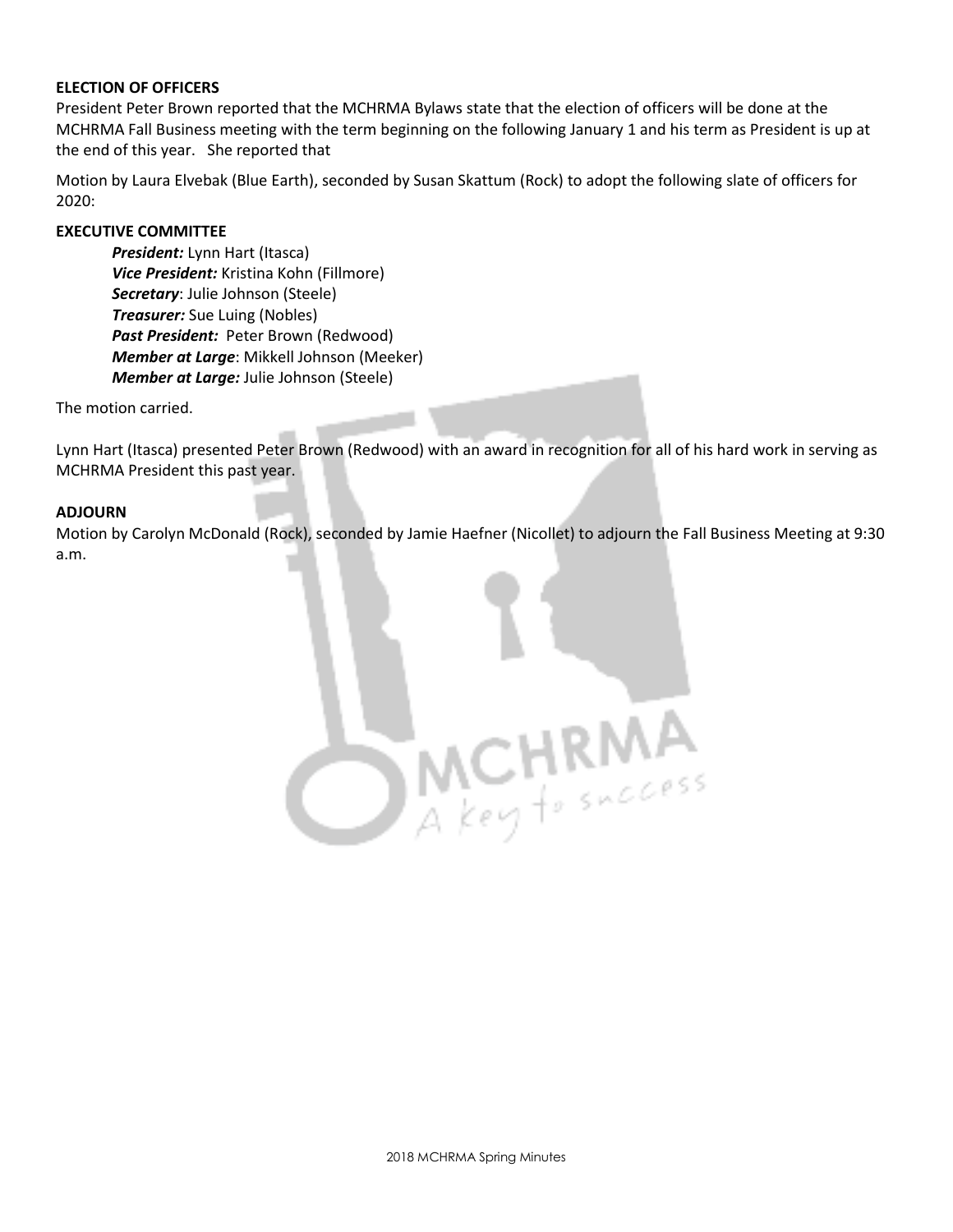**ELECTION OF OFFICERS**

President Peter Brown reported that the MCHRMA Bylaws state that the election of officers will be done at the MCHRMA Fall Business meeting with the term beginning on the following January 1 and his term as President is up at the end of this year. She reported that

Motion by Laura Elvebak (Blue Earth), seconded by Susan Skattum (Rock) to adopt the following slate of officers for 2020:

**EXECUTIVE COMMITTEE**

***President:*** Lynn Hart (Itasca)
***Vice President:*** Kristina Kohn (Fillmore)
***Secretary***: Julie Johnson (Steele)
***Treasurer:*** Sue Luing (Nobles)
***Past President:*** Peter Brown (Redwood)
***Member at Large***: Mikkell Johnson (Meeker)
***Member at Large:*** Julie Johnson (Steele)

The motion carried.

Lynn Hart (Itasca) presented Peter Brown (Redwood) with an award in recognition for all of his hard work in serving as MCHRMA President this past year.

**ADJOURN**

Motion by Carolyn McDonald (Rock), seconded by Jamie Haefner (Nicollet) to adjourn the Fall Business Meeting at 9:30 a.m.